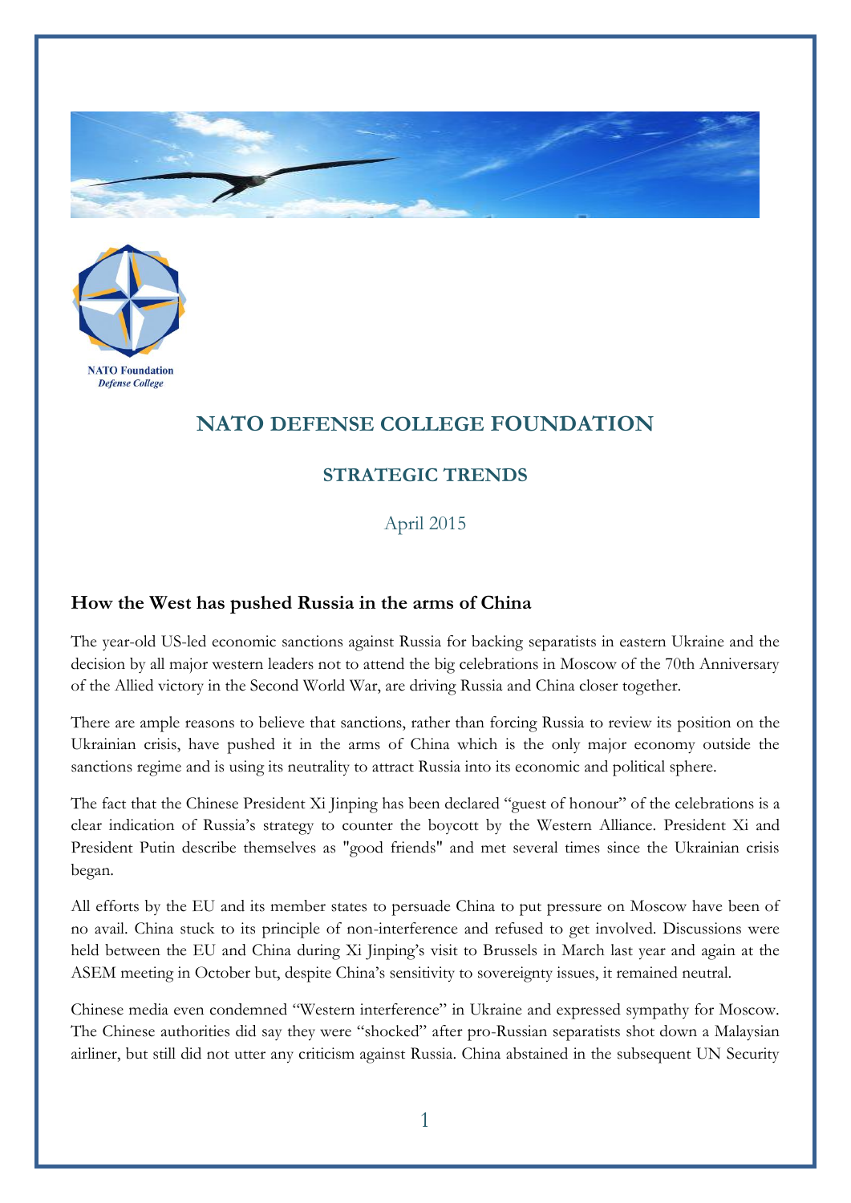NATO Foundation
*Defense College*

# NATO DEFENSE COLLEGE FOUNDATION

## STRATEGIC TRENDS

April 2015

### How the West has pushed Russia in the arms of China

The year-old US-led economic sanctions against Russia for backing separatists in eastern Ukraine and the decision by all major western leaders not to attend the big celebrations in Moscow of the 70th Anniversary of the Allied victory in the Second World War, are driving Russia and China closer together.

There are ample reasons to believe that sanctions, rather than forcing Russia to review its position on the Ukrainian crisis, have pushed it in the arms of China which is the only major economy outside the sanctions regime and is using its neutrality to attract Russia into its economic and political sphere.

The fact that the Chinese President Xi Jinping has been declared "guest of honour" of the celebrations is a clear indication of Russia's strategy to counter the boycott by the Western Alliance. President Xi and President Putin describe themselves as "good friends" and met several times since the Ukrainian crisis began.

All efforts by the EU and its member states to persuade China to put pressure on Moscow have been of no avail. China stuck to its principle of non-interference and refused to get involved. Discussions were held between the EU and China during Xi Jinping's visit to Brussels in March last year and again at the ASEM meeting in October but, despite China's sensitivity to sovereignty issues, it remained neutral.

Chinese media even condemned "Western interference" in Ukraine and expressed sympathy for Moscow. The Chinese authorities did say they were "shocked" after pro-Russian separatists shot down a Malaysian airliner, but still did not utter any criticism against Russia. China abstained in the subsequent UN Security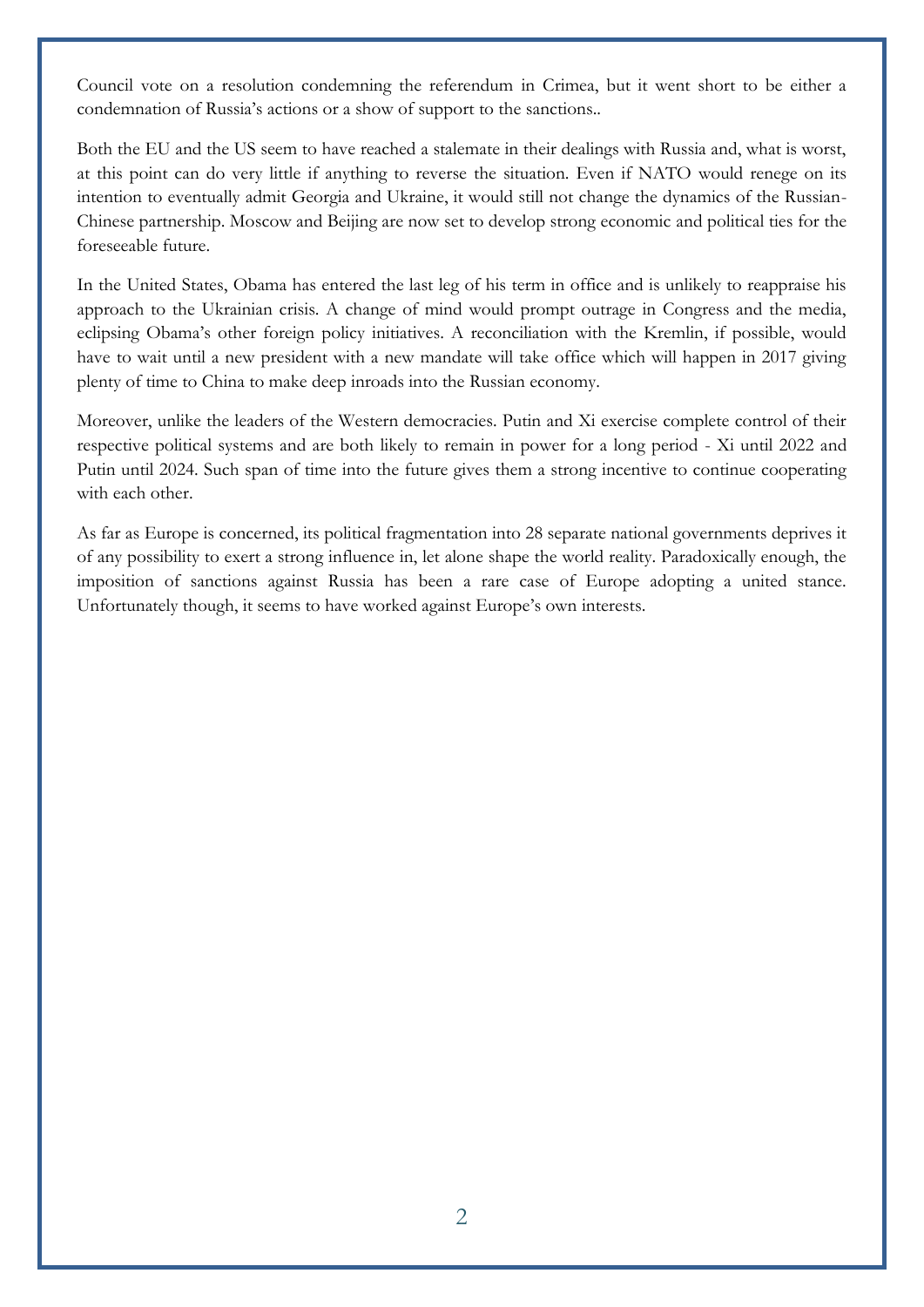Council vote on a resolution condemning the referendum in Crimea, but it went short to be either a condemnation of Russia's actions or a show of support to the sanctions..

Both the EU and the US seem to have reached a stalemate in their dealings with Russia and, what is worst, at this point can do very little if anything to reverse the situation. Even if NATO would renege on its intention to eventually admit Georgia and Ukraine, it would still not change the dynamics of the Russian-Chinese partnership. Moscow and Beijing are now set to develop strong economic and political ties for the foreseeable future.

In the United States, Obama has entered the last leg of his term in office and is unlikely to reappraise his approach to the Ukrainian crisis. A change of mind would prompt outrage in Congress and the media, eclipsing Obama's other foreign policy initiatives. A reconciliation with the Kremlin, if possible, would have to wait until a new president with a new mandate will take office which will happen in 2017 giving plenty of time to China to make deep inroads into the Russian economy.

Moreover, unlike the leaders of the Western democracies. Putin and Xi exercise complete control of their respective political systems and are both likely to remain in power for a long period - Xi until 2022 and Putin until 2024. Such span of time into the future gives them a strong incentive to continue cooperating with each other.

As far as Europe is concerned, its political fragmentation into 28 separate national governments deprives it of any possibility to exert a strong influence in, let alone shape the world reality. Paradoxically enough, the imposition of sanctions against Russia has been a rare case of Europe adopting a united stance. Unfortunately though, it seems to have worked against Europe's own interests.